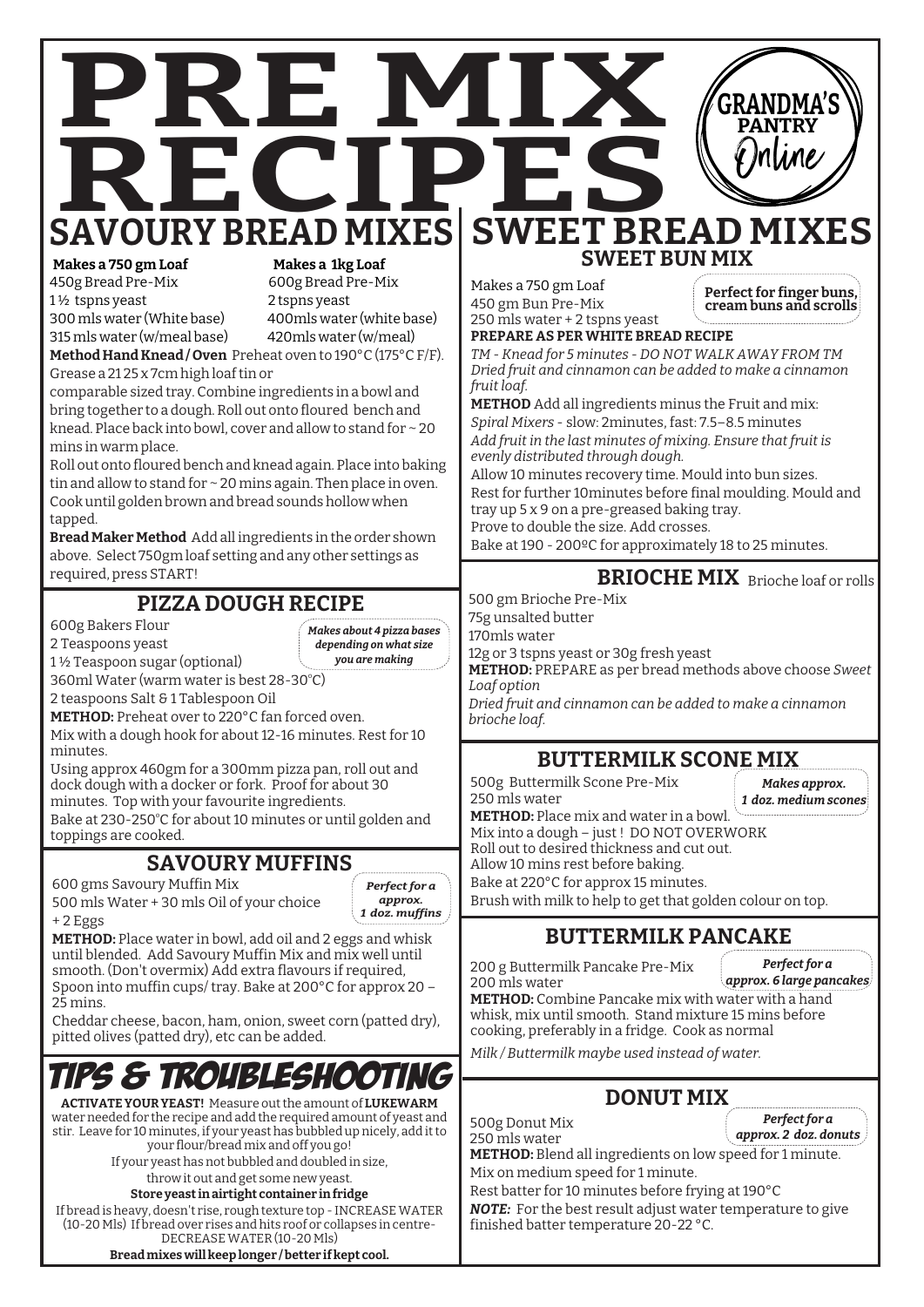# PRE MIX RECIPES

GRANDMA'S PANTRY Online

## SAVOURY BREAD MIXES

| Makes a 750 gm Loaf | Makes a 1kg Loaf |
|---|---|
| 450g Bread Pre-Mix | 600g Bread Pre-Mix |
| 1½ tspns yeast | 2 tspns yeast |
| 300 mls water (White base) | 400mls water (white base) |
| 315 mls water (w/meal base) | 420mls water (w/meal) |

**Method Hand Knead / Oven** Preheat oven to 190°C (175°C F/F). Grease a 21 25 x 7cm high loaf tin or comparable sized tray. Combine ingredients in a bowl and bring together to a dough. Roll out onto floured bench and knead. Place back into bowl, cover and allow to stand for ~ 20 mins in warm place.

Roll out onto floured bench and knead again. Place into baking tin and allow to stand for ~ 20 mins again. Then place in oven. Cook until golden brown and bread sounds hollow when tapped.

**Bread Maker Method** Add all ingredients in the order shown above. Select 750gm loaf setting and any other settings as required, press START!

### PIZZA DOUGH RECIPE

*Makes about 4 pizza bases depending on what size you are making*

600g Bakers Flour
2 Teaspoons yeast
1½ Teaspoon sugar (optional)
360ml Water (warm water is best 28-30°C)
2 teaspoons Salt & 1 Tablespoon Oil

**METHOD:** Preheat over to 220°C fan forced oven.
Mix with a dough hook for about 12-16 minutes. Rest for 10 minutes.
Using approx 460gm for a 300mm pizza pan, roll out and dock dough with a docker or fork. Proof for about 30 minutes. Top with your favourite ingredients.
Bake at 230-250°C for about 10 minutes or until golden and toppings are cooked.

### SAVOURY MUFFINS

*Perfect for a approx. 1 doz. muffins*

600 gms Savoury Muffin Mix
500 mls Water + 30 mls Oil of your choice + 2 Eggs

**METHOD:** Place water in bowl, add oil and 2 eggs and whisk until blended. Add Savoury Muffin Mix and mix well until smooth. (Don't overmix) Add extra flavours if required, Spoon into muffin cups/ tray. Bake at 200°C for approx 20 – 25 mins.

Cheddar cheese, bacon, ham, onion, sweet corn (patted dry), pitted olives (patted dry), etc can be added.

## TIPS & TROUBLESHOOTING

**ACTIVATE YOUR YEAST!** Measure out the amount of **LUKEWARM** water needed for the recipe and add the required amount of yeast and stir. Leave for 10 minutes, if your yeast has bubbled up nicely, add it to your flour/bread mix and off you go!

If your yeast has not bubbled and doubled in size, throw it out and get some new yeast.

**Store yeast in airtight container in fridge**

If bread is heavy, doesn't rise, rough texture top - INCREASE WATER (10-20 Mls) If bread over rises and hits roof or collapses in centre- DECREASE WATER (10-20 Mls)

**Bread mixes will keep longer / better if kept cool.**

## SWEET BREAD MIXES

### SWEET BUN MIX

*Perfect for finger buns, cream buns and scrolls*

Makes a 750 gm Loaf
450 gm Bun Pre-Mix
250 mls water + 2 tspns yeast

**PREPARE AS PER WHITE BREAD RECIPE**

*TM - Knead for 5 minutes - DO NOT WALK AWAY FROM TM*
*Dried fruit and cinnamon can be added to make a cinnamon fruit loaf.*

**METHOD** Add all ingredients minus the Fruit and mix:
*Spiral Mixers* - slow: 2minutes, fast: 7.5–8.5 minutes
*Add fruit in the last minutes of mixing. Ensure that fruit is evenly distributed through dough.*
Allow 10 minutes recovery time. Mould into bun sizes.
Rest for further 10minutes before final moulding. Mould and tray up 5 x 9 on a pre-greased baking tray.
Prove to double the size. Add crosses.
Bake at 190 - 200ºC for approximately 18 to 25 minutes.

### BRIOCHE MIX Brioche loaf or rolls

500 gm Brioche Pre-Mix
75g unsalted butter
170mls water
12g or 3 tspns yeast or 30g fresh yeast

**METHOD:** PREPARE as per bread methods above choose *Sweet Loaf option*
*Dried fruit and cinnamon can be added to make a cinnamon brioche loaf.*

### BUTTERMILK SCONE MIX

*Makes approx. 1 doz. medium scones*

500g Buttermilk Scone Pre-Mix
250 mls water

**METHOD:** Place mix and water in a bowl.
Mix into a dough – just ! DO NOT OVERWORK
Roll out to desired thickness and cut out.
Allow 10 mins rest before baking.
Bake at 220°C for approx 15 minutes.
Brush with milk to help to get that golden colour on top.

### BUTTERMILK PANCAKE

*Perfect for a approx. 6 large pancakes*

200 g Buttermilk Pancake Pre-Mix
200 mls water

**METHOD:** Combine Pancake mix with water with a hand whisk, mix until smooth. Stand mixture 15 mins before cooking, preferably in a fridge. Cook as normal

*Milk / Buttermilk maybe used instead of water.*

### DONUT MIX

*Perfect for a approx. 2 doz. donuts*

500g Donut Mix
250 mls water

**METHOD:** Blend all ingredients on low speed for 1 minute.
Mix on medium speed for 1 minute.
Rest batter for 10 minutes before frying at 190°C

***NOTE:*** For the best result adjust water temperature to give finished batter temperature 20-22 °C.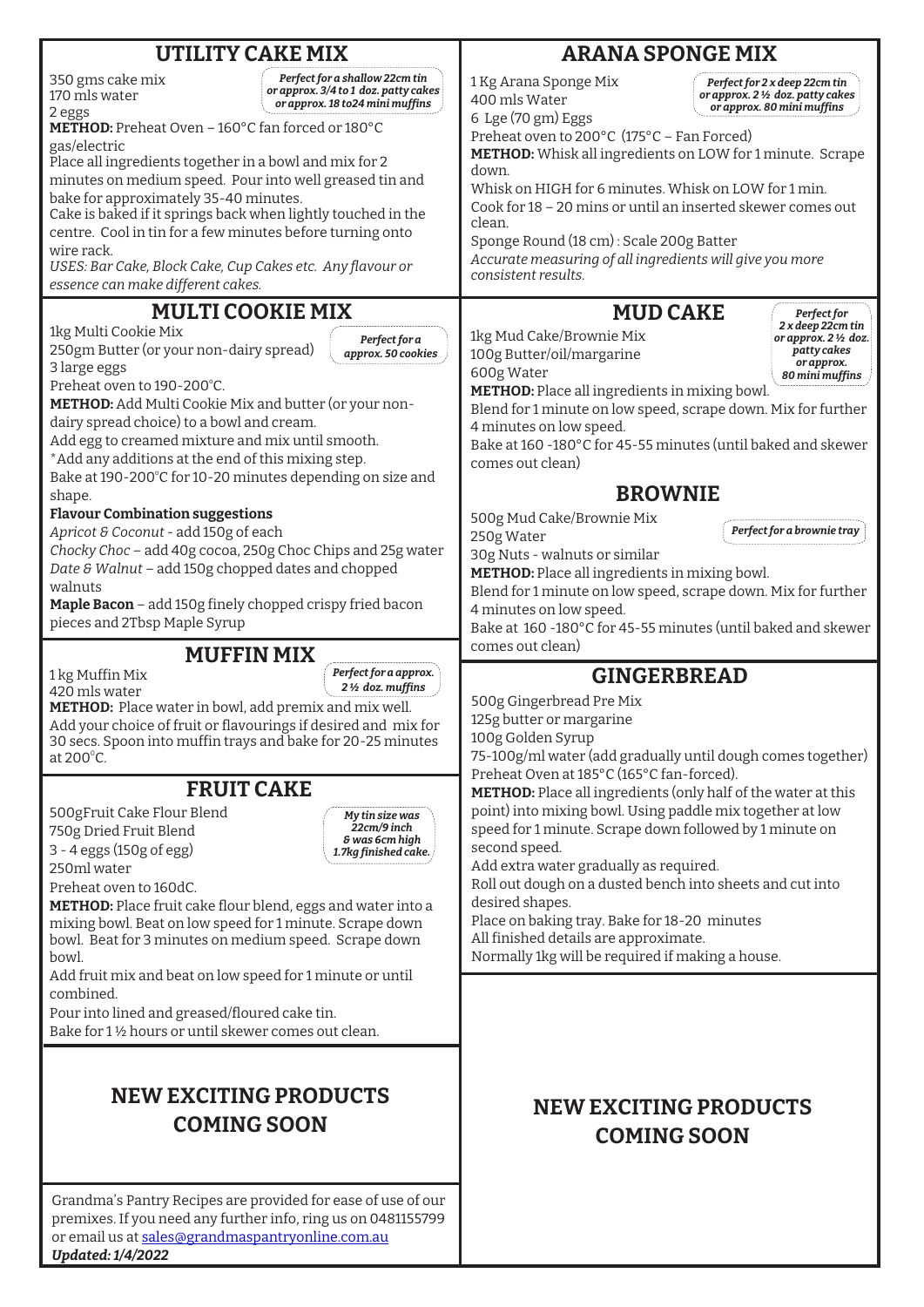## UTILITY CAKE MIX

*Perfect for a shallow 22cm tin or approx. 3/4 to 1 doz. patty cakes or approx. 18 to24 mini muffins*

350 gms cake mix
170 mls water
2 eggs

**METHOD:** Preheat Oven – 160°C fan forced or 180°C gas/electric
Place all ingredients together in a bowl and mix for 2 minutes on medium speed. Pour into well greased tin and bake for approximately 35-40 minutes.
Cake is baked if it springs back when lightly touched in the centre. Cool in tin for a few minutes before turning onto wire rack.
*USES: Bar Cake, Block Cake, Cup Cakes etc. Any flavour or essence can make different cakes.*

## MULTI COOKIE MIX

*Perfect for a approx. 50 cookies*

1kg Multi Cookie Mix
250gm Butter (or your non-dairy spread)
3 large eggs
Preheat oven to 190-200°C.

**METHOD:** Add Multi Cookie Mix and butter (or your non-dairy spread choice) to a bowl and cream.
Add egg to creamed mixture and mix until smooth.
*Add any additions at the end of this mixing step.
Bake at 190-200°C for 10-20 minutes depending on size and shape.

**Flavour Combination suggestions**
*Apricot & Coconut* - add 150g of each
*Chocky Choc* – add 40g cocoa, 250g Choc Chips and 25g water
*Date & Walnut* – add 150g chopped dates and chopped walnuts
**Maple Bacon** – add 150g finely chopped crispy fried bacon pieces and 2Tbsp Maple Syrup

## MUFFIN MIX

*Perfect for a approx. 2 ½ doz. muffins*

1 kg Muffin Mix
420 mls water

**METHOD:** Place water in bowl, add premix and mix well. Add your choice of fruit or flavourings if desired and mix for 30 secs. Spoon into muffin trays and bake for 20-25 minutes at 200°C.

## FRUIT CAKE

*My tin size was 22cm/9 inch & was 6cm high 1.7kg finished cake.*

500gFruit Cake Flour Blend
750g Dried Fruit Blend
3 - 4 eggs (150g of egg)
250ml water
Preheat oven to 160dC.

**METHOD:** Place fruit cake flour blend, eggs and water into a mixing bowl. Beat on low speed for 1 minute. Scrape down bowl. Beat for 3 minutes on medium speed. Scrape down bowl.
Add fruit mix and beat on low speed for 1 minute or until combined.
Pour into lined and greased/floured cake tin.
Bake for 1 ½ hours or until skewer comes out clean.

## NEW EXCITING PRODUCTS COMING SOON

Grandma's Pantry Recipes are provided for ease of use of our premixes. If you need any further info, ring us on 0481155799 or email us at sales@grandmaspantryonline.com.au
***Updated: 1/4/2022***

## ARANA SPONGE MIX

*Perfect for 2 x deep 22cm tin or approx. 2 ½ doz. patty cakes or approx. 80 mini muffins*

1 Kg Arana Sponge Mix
400 mls Water
6 Lge (70 gm) Eggs
Preheat oven to 200°C (175°C – Fan Forced)

**METHOD:** Whisk all ingredients on LOW for 1 minute. Scrape down.
Whisk on HIGH for 6 minutes. Whisk on LOW for 1 min.
Cook for 18 – 20 mins or until an inserted skewer comes out clean.
Sponge Round (18 cm) : Scale 200g Batter
*Accurate measuring of all ingredients will give you more consistent results.*

## MUD CAKE

*Perfect for 2 x deep 22cm tin or approx. 2 ½ doz. patty cakes or approx. 80 mini muffins*

1kg Mud Cake/Brownie Mix
100g Butter/oil/margarine
600g Water

**METHOD:** Place all ingredients in mixing bowl.
Blend for 1 minute on low speed, scrape down. Mix for further 4 minutes on low speed.
Bake at 160 -180°C for 45-55 minutes (until baked and skewer comes out clean)

## BROWNIE

*Perfect for a brownie tray*

500g Mud Cake/Brownie Mix
250g Water
30g Nuts - walnuts or similar

**METHOD:** Place all ingredients in mixing bowl.
Blend for 1 minute on low speed, scrape down. Mix for further 4 minutes on low speed.
Bake at 160 -180°C for 45-55 minutes (until baked and skewer comes out clean)

## GINGERBREAD

500g Gingerbread Pre Mix
125g butter or margarine
100g Golden Syrup
75-100g/ml water (add gradually until dough comes together)
Preheat Oven at 185°C (165°C fan-forced).

**METHOD:** Place all ingredients (only half of the water at this point) into mixing bowl. Using paddle mix together at low speed for 1 minute. Scrape down followed by 1 minute on second speed.
Add extra water gradually as required.
Roll out dough on a dusted bench into sheets and cut into desired shapes.
Place on baking tray. Bake for 18-20 minutes
All finished details are approximate.
Normally 1kg will be required if making a house.

## NEW EXCITING PRODUCTS COMING SOON